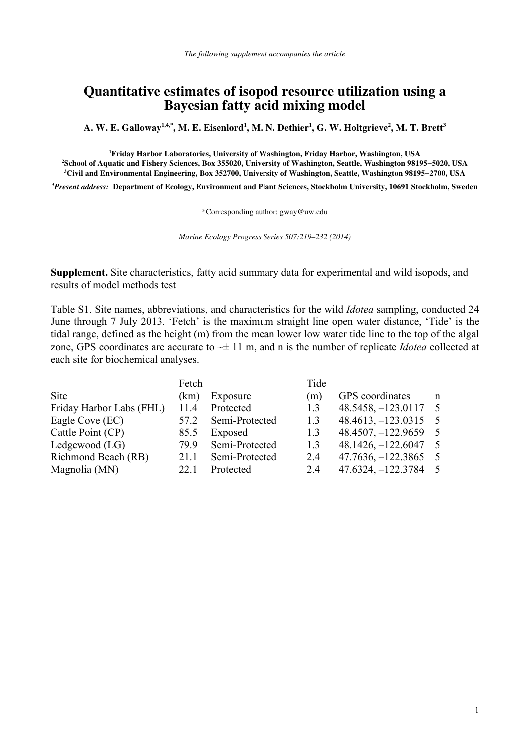*The following supplement accompanies the article*

# Quantitative estimates of isopod resource utilization using a Bayesian fatty acid mixing model

**A. W. E. Galloway[1,4,*], M. E. Eisenlord[1], M. N. Dethier[1], G. W. Holtgrieve[2], M. T. Brett[3]**

**[1]Friday Harbor Laboratories, University of Washington, Friday Harbor, Washington, USA**
**[2]School of Aquatic and Fishery Sciences, Box 355020, University of Washington, Seattle, Washington 98195−5020, USA**
**[3]Civil and Environmental Engineering, Box 352700, University of Washington, Seattle, Washington 98195−2700, USA**

***[4]Present address:* Department of Ecology, Environment and Plant Sciences, Stockholm University, 10691 Stockholm, Sweden**

*Corresponding author: gway@uw.edu

*Marine Ecology Progress Series 507:219–232 (2014)*

---

**Supplement.** Site characteristics, fatty acid summary data for experimental and wild isopods, and results of model methods test

Table S1. Site names, abbreviations, and characteristics for the wild *Idotea* sampling, conducted 24 June through 7 July 2013. 'Fetch' is the maximum straight line open water distance, 'Tide' is the tidal range, defined as the height (m) from the mean lower low water tide line to the top of the algal zone, GPS coordinates are accurate to ~± 11 m, and n is the number of replicate *Idotea* collected at each site for biochemical analyses.

| Site | Fetch (km) | Exposure | Tide (m) | GPS coordinates | n |
|---|---|---|---|---|---|
| Friday Harbor Labs (FHL) | 11.4 | Protected | 1.3 | 48.5458, −123.0117 | 5 |
| Eagle Cove (EC) | 57.2 | Semi-Protected | 1.3 | 48.4613, −123.0315 | 5 |
| Cattle Point (CP) | 85.5 | Exposed | 1.3 | 48.4507, −122.9659 | 5 |
| Ledgewood (LG) | 79.9 | Semi-Protected | 1.3 | 48.1426, −122.6047 | 5 |
| Richmond Beach (RB) | 21.1 | Semi-Protected | 2.4 | 47.7636, −122.3865 | 5 |
| Magnolia (MN) | 22.1 | Protected | 2.4 | 47.6324, −122.3784 | 5 |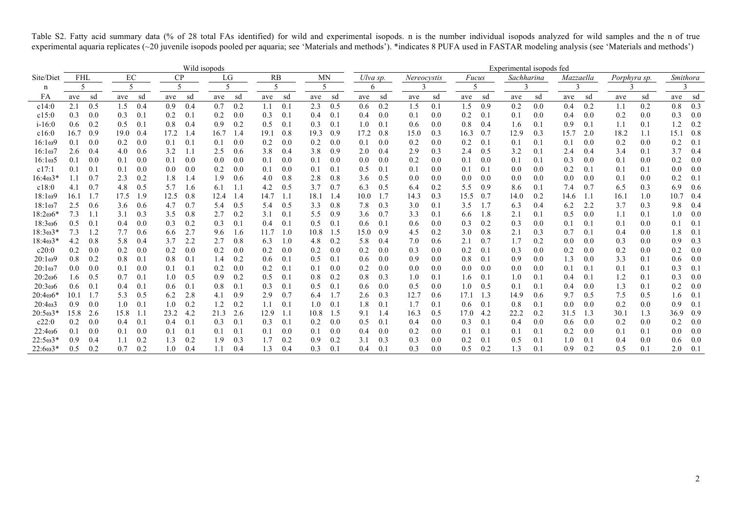Table S2. Fatty acid summary data (% of 28 total FAs identified) for wild and experimental isopods. n is the number individual isopods analyzed for wild samples and the n of true experimental aquaria replicates (~20 juvenile isopods pooled per aquaria; see 'Materials and methods'). *indicates 8 PUFA used in FASTAR modeling analysis (see 'Materials and methods')

| | Wild isopods | | | | | | | | | | | | Experimental isopods fed | | | | | | | | | | | | | |
|---|---|---|---|---|---|---|---|---|---|---|---|---|---|---|---|---|---|---|---|---|---|---|---|---|---|---|
| Site/Diet | FHL | | EC | | CP | | LG | | RB | | MN | | *Ulva sp.* | | *Nereocystis* | | *Fucus* | | *Sachharina* | | *Mazzaella* | | *Porphyra sp.* | | *Smithora* | |
| n | 5 | | 5 | | 5 | | 5 | | 5 | | 5 | | 6 | | 3 | | 5 | | 3 | | 3 | | 3 | | 3 | |
| FA | ave | sd | ave | sd | ave | sd | ave | sd | ave | sd | ave | sd | ave | sd | ave | sd | ave | sd | ave | sd | ave | sd | ave | sd | ave | sd |
| c14:0 | 2.1 | 0.5 | 1.5 | 0.4 | 0.9 | 0.4 | 0.7 | 0.2 | 1.1 | 0.1 | 2.3 | 0.5 | 0.6 | 0.2 | 1.5 | 0.1 | 1.5 | 0.9 | 0.2 | 0.0 | 0.4 | 0.2 | 1.1 | 0.2 | 0.8 | 0.3 |
| c15:0 | 0.3 | 0.0 | 0.3 | 0.1 | 0.2 | 0.1 | 0.2 | 0.0 | 0.3 | 0.1 | 0.4 | 0.1 | 0.4 | 0.0 | 0.1 | 0.0 | 0.2 | 0.1 | 0.1 | 0.0 | 0.4 | 0.0 | 0.2 | 0.0 | 0.3 | 0.0 |
| i-16:0 | 0.6 | 0.2 | 0.5 | 0.1 | 0.8 | 0.4 | 0.9 | 0.2 | 0.5 | 0.1 | 0.3 | 0.1 | 1.0 | 0.1 | 0.6 | 0.0 | 0.8 | 0.4 | 1.6 | 0.1 | 0.9 | 0.1 | 1.1 | 0.1 | 1.2 | 0.2 |
| c16:0 | 16.7 | 0.9 | 19.0 | 0.4 | 17.2 | 1.4 | 16.7 | 1.4 | 19.1 | 0.8 | 19.3 | 0.9 | 17.2 | 0.8 | 15.0 | 0.3 | 16.3 | 0.7 | 12.9 | 0.3 | 15.7 | 2.0 | 18.2 | 1.1 | 15.1 | 0.8 |
| 16:1ω9 | 0.1 | 0.0 | 0.2 | 0.0 | 0.1 | 0.1 | 0.1 | 0.0 | 0.2 | 0.0 | 0.2 | 0.0 | 0.1 | 0.0 | 0.2 | 0.0 | 0.2 | 0.1 | 0.1 | 0.1 | 0.1 | 0.0 | 0.2 | 0.0 | 0.2 | 0.1 |
| 16:1ω7 | 2.6 | 0.4 | 4.0 | 0.6 | 3.2 | 1.1 | 2.5 | 0.6 | 3.8 | 0.4 | 3.8 | 0.9 | 2.0 | 0.4 | 2.9 | 0.3 | 2.4 | 0.5 | 3.2 | 0.1 | 2.4 | 0.4 | 3.4 | 0.1 | 3.7 | 0.4 |
| 16:1ω5 | 0.1 | 0.0 | 0.1 | 0.0 | 0.1 | 0.0 | 0.0 | 0.0 | 0.1 | 0.0 | 0.1 | 0.0 | 0.0 | 0.0 | 0.2 | 0.0 | 0.1 | 0.0 | 0.1 | 0.1 | 0.3 | 0.0 | 0.1 | 0.0 | 0.2 | 0.0 |
| c17:1 | 0.1 | 0.1 | 0.1 | 0.0 | 0.0 | 0.0 | 0.2 | 0.0 | 0.1 | 0.0 | 0.1 | 0.1 | 0.5 | 0.1 | 0.1 | 0.0 | 0.1 | 0.1 | 0.0 | 0.0 | 0.2 | 0.1 | 0.1 | 0.1 | 0.0 | 0.0 |
| 16:4ω3* | 1.1 | 0.7 | 2.3 | 0.2 | 1.8 | 1.4 | 1.9 | 0.6 | 4.0 | 0.8 | 2.8 | 0.8 | 3.6 | 0.5 | 0.0 | 0.0 | 0.0 | 0.0 | 0.0 | 0.0 | 0.0 | 0.0 | 0.1 | 0.0 | 0.2 | 0.1 |
| c18:0 | 4.1 | 0.7 | 4.8 | 0.5 | 5.7 | 1.6 | 6.1 | 1.1 | 4.2 | 0.5 | 3.7 | 0.7 | 6.3 | 0.5 | 6.4 | 0.2 | 5.5 | 0.9 | 8.6 | 0.1 | 7.4 | 0.7 | 6.5 | 0.3 | 6.9 | 0.6 |
| 18:1ω9 | 16.1 | 1.7 | 17.5 | 1.9 | 12.5 | 0.8 | 12.4 | 1.4 | 14.7 | 1.1 | 18.1 | 1.4 | 10.0 | 1.7 | 14.3 | 0.3 | 15.5 | 0.7 | 14.0 | 0.2 | 14.6 | 1.1 | 16.1 | 1.0 | 10.7 | 0.4 |
| 18:1ω7 | 2.5 | 0.6 | 3.6 | 0.6 | 4.7 | 0.7 | 5.4 | 0.5 | 5.4 | 0.5 | 3.3 | 0.8 | 7.8 | 0.3 | 3.0 | 0.1 | 3.5 | 1.7 | 6.3 | 0.4 | 6.2 | 2.2 | 3.7 | 0.3 | 9.8 | 0.4 |
| 18:2ω6* | 7.3 | 1.1 | 3.1 | 0.3 | 3.5 | 0.8 | 2.7 | 0.2 | 3.1 | 0.1 | 5.5 | 0.9 | 3.6 | 0.7 | 3.3 | 0.1 | 6.6 | 1.8 | 2.1 | 0.1 | 0.5 | 0.0 | 1.1 | 0.1 | 1.0 | 0.0 |
| 18:3ω6 | 0.5 | 0.1 | 0.4 | 0.0 | 0.3 | 0.2 | 0.3 | 0.1 | 0.4 | 0.1 | 0.5 | 0.1 | 0.6 | 0.1 | 0.6 | 0.0 | 0.3 | 0.2 | 0.3 | 0.0 | 0.1 | 0.1 | 0.1 | 0.0 | 0.1 | 0.1 |
| 18:3ω3* | 7.3 | 1.2 | 7.7 | 0.6 | 6.6 | 2.7 | 9.6 | 1.6 | 11.7 | 1.0 | 10.8 | 1.5 | 15.0 | 0.9 | 4.5 | 0.2 | 3.0 | 0.8 | 2.1 | 0.3 | 0.7 | 0.1 | 0.4 | 0.0 | 1.8 | 0.1 |
| 18:4ω3* | 4.2 | 0.8 | 5.8 | 0.4 | 3.7 | 2.2 | 2.7 | 0.8 | 6.3 | 1.0 | 4.8 | 0.2 | 5.8 | 0.4 | 7.0 | 0.6 | 2.1 | 0.7 | 1.7 | 0.2 | 0.0 | 0.0 | 0.3 | 0.0 | 0.9 | 0.3 |
| c20:0 | 0.2 | 0.0 | 0.2 | 0.0 | 0.2 | 0.0 | 0.2 | 0.0 | 0.2 | 0.0 | 0.2 | 0.0 | 0.2 | 0.0 | 0.3 | 0.0 | 0.2 | 0.1 | 0.3 | 0.0 | 0.2 | 0.0 | 0.2 | 0.0 | 0.2 | 0.0 |
| 20:1ω9 | 0.8 | 0.2 | 0.8 | 0.1 | 0.8 | 0.1 | 1.4 | 0.2 | 0.6 | 0.1 | 0.5 | 0.1 | 0.6 | 0.0 | 0.9 | 0.0 | 0.8 | 0.1 | 0.9 | 0.0 | 1.3 | 0.0 | 3.3 | 0.1 | 0.6 | 0.0 |
| 20:1ω7 | 0.0 | 0.0 | 0.1 | 0.0 | 0.1 | 0.1 | 0.2 | 0.0 | 0.2 | 0.1 | 0.1 | 0.0 | 0.2 | 0.0 | 0.0 | 0.0 | 0.0 | 0.0 | 0.0 | 0.0 | 0.1 | 0.1 | 0.1 | 0.1 | 0.3 | 0.1 |
| 20:2ω6 | 1.6 | 0.5 | 0.7 | 0.1 | 1.0 | 0.5 | 0.9 | 0.2 | 0.5 | 0.1 | 0.8 | 0.2 | 0.8 | 0.3 | 1.0 | 0.1 | 1.6 | 0.1 | 1.0 | 0.1 | 0.4 | 0.1 | 1.2 | 0.1 | 0.3 | 0.0 |
| 20:3ω6 | 0.6 | 0.1 | 0.4 | 0.1 | 0.6 | 0.1 | 0.8 | 0.1 | 0.3 | 0.1 | 0.5 | 0.1 | 0.6 | 0.0 | 0.5 | 0.0 | 1.0 | 0.5 | 0.1 | 0.1 | 0.4 | 0.0 | 1.3 | 0.1 | 0.2 | 0.0 |
| 20:4ω6* | 10.1 | 1.7 | 5.3 | 0.5 | 6.2 | 2.8 | 4.1 | 0.9 | 2.9 | 0.7 | 6.4 | 1.7 | 2.6 | 0.3 | 12.7 | 0.6 | 17.1 | 1.3 | 14.9 | 0.6 | 9.7 | 0.5 | 7.5 | 0.5 | 1.6 | 0.1 |
| 20:4ω3 | 0.9 | 0.0 | 1.0 | 0.1 | 1.0 | 0.2 | 1.2 | 0.2 | 1.1 | 0.1 | 1.0 | 0.1 | 1.8 | 0.1 | 1.7 | 0.1 | 0.6 | 0.1 | 0.8 | 0.1 | 0.0 | 0.0 | 0.2 | 0.0 | 0.9 | 0.1 |
| 20:5ω3* | 15.8 | 2.6 | 15.8 | 1.1 | 23.2 | 4.2 | 21.3 | 2.6 | 12.9 | 1.1 | 10.8 | 1.5 | 9.1 | 1.4 | 16.3 | 0.5 | 17.0 | 4.2 | 22.2 | 0.2 | 31.5 | 1.3 | 30.1 | 1.3 | 36.9 | 0.9 |
| c22:0 | 0.2 | 0.0 | 0.4 | 0.1 | 0.4 | 0.1 | 0.3 | 0.1 | 0.3 | 0.1 | 0.2 | 0.0 | 0.5 | 0.1 | 0.4 | 0.0 | 0.3 | 0.1 | 0.4 | 0.0 | 0.6 | 0.0 | 0.2 | 0.0 | 0.2 | 0.0 |
| 22:4ω6 | 0.1 | 0.0 | 0.1 | 0.0 | 0.1 | 0.1 | 0.1 | 0.1 | 0.1 | 0.0 | 0.1 | 0.0 | 0.4 | 0.0 | 0.2 | 0.0 | 0.1 | 0.1 | 0.1 | 0.1 | 0.2 | 0.0 | 0.1 | 0.1 | 0.0 | 0.0 |
| 22:5ω3* | 0.9 | 0.4 | 1.1 | 0.2 | 1.3 | 0.2 | 1.9 | 0.3 | 1.7 | 0.2 | 0.9 | 0.2 | 3.1 | 0.3 | 0.3 | 0.0 | 0.2 | 0.1 | 0.5 | 0.1 | 1.0 | 0.1 | 0.4 | 0.0 | 0.6 | 0.0 |
| 22:6ω3* | 0.5 | 0.2 | 0.7 | 0.2 | 1.0 | 0.4 | 1.1 | 0.4 | 1.3 | 0.4 | 0.3 | 0.1 | 0.4 | 0.1 | 0.3 | 0.0 | 0.5 | 0.2 | 1.3 | 0.1 | 0.9 | 0.2 | 0.5 | 0.1 | 2.0 | 0.1 |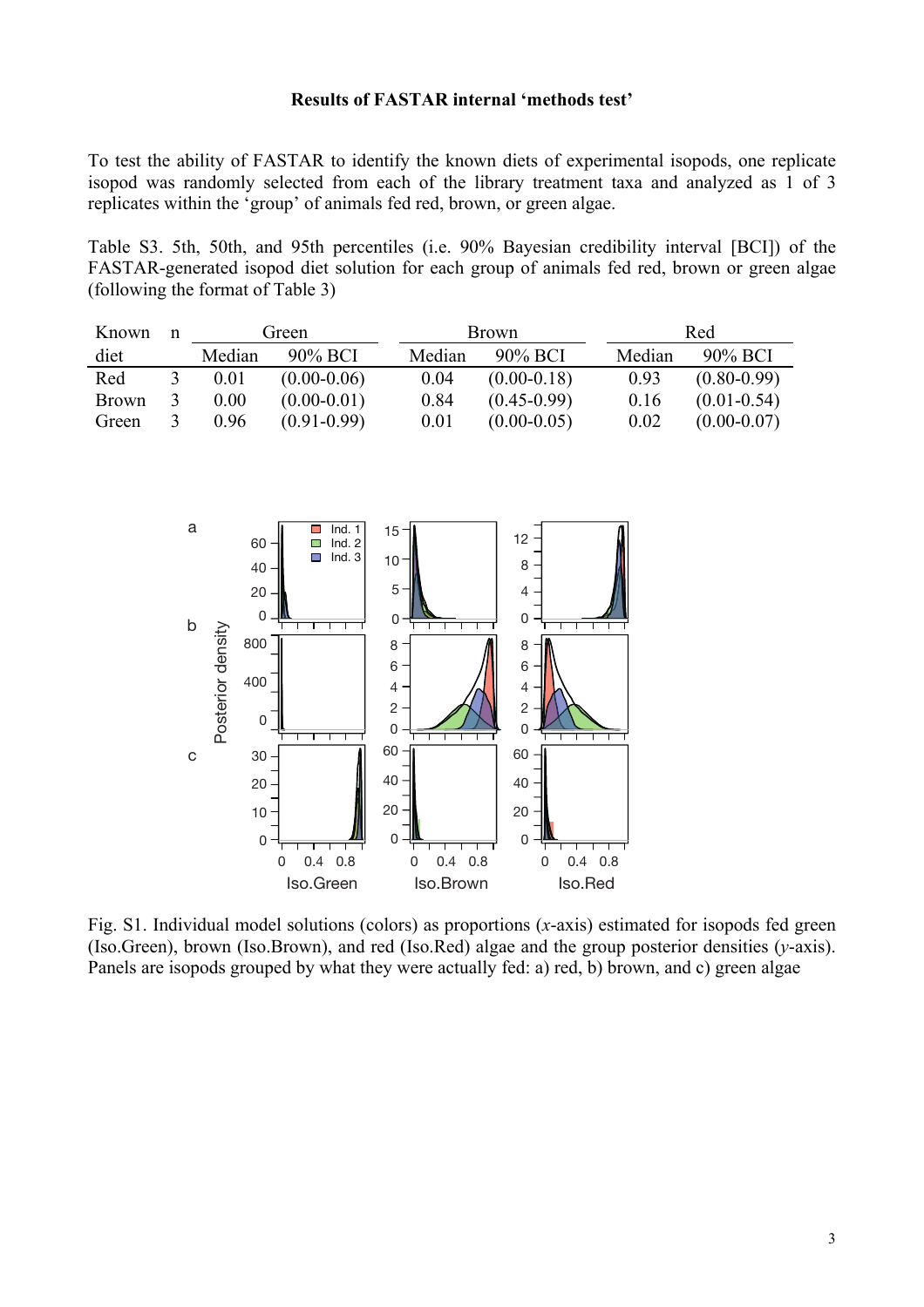**Results of FASTAR internal 'methods test'**

To test the ability of FASTAR to identify the known diets of experimental isopods, one replicate isopod was randomly selected from each of the library treatment taxa and analyzed as 1 of 3 replicates within the 'group' of animals fed red, brown, or green algae.

Table S3. 5th, 50th, and 95th percentiles (i.e. 90% Bayesian credibility interval [BCI]) of the FASTAR-generated isopod diet solution for each group of animals fed red, brown or green algae (following the format of Table 3)

| Known | n | Green | | Brown | | Red | |
|---|---|---|---|---|---|---|---|
| diet | | Median | 90% BCI | Median | 90% BCI | Median | 90% BCI |
| Red | 3 | 0.01 | (0.00-0.06) | 0.04 | (0.00-0.18) | 0.93 | (0.80-0.99) |
| Brown | 3 | 0.00 | (0.00-0.01) | 0.84 | (0.45-0.99) | 0.16 | (0.01-0.54) |
| Green | 3 | 0.96 | (0.91-0.99) | 0.01 | (0.00-0.05) | 0.02 | (0.00-0.07) |

a
b
c
Ind. 1
Ind. 2
Ind. 3
Posterior density
Iso.Green
Iso.Brown
Iso.Red

Fig. S1. Individual model solutions (colors) as proportions (*x*-axis) estimated for isopods fed green (Iso.Green), brown (Iso.Brown), and red (Iso.Red) algae and the group posterior densities (*y*-axis). Panels are isopods grouped by what they were actually fed: a) red, b) brown, and c) green algae